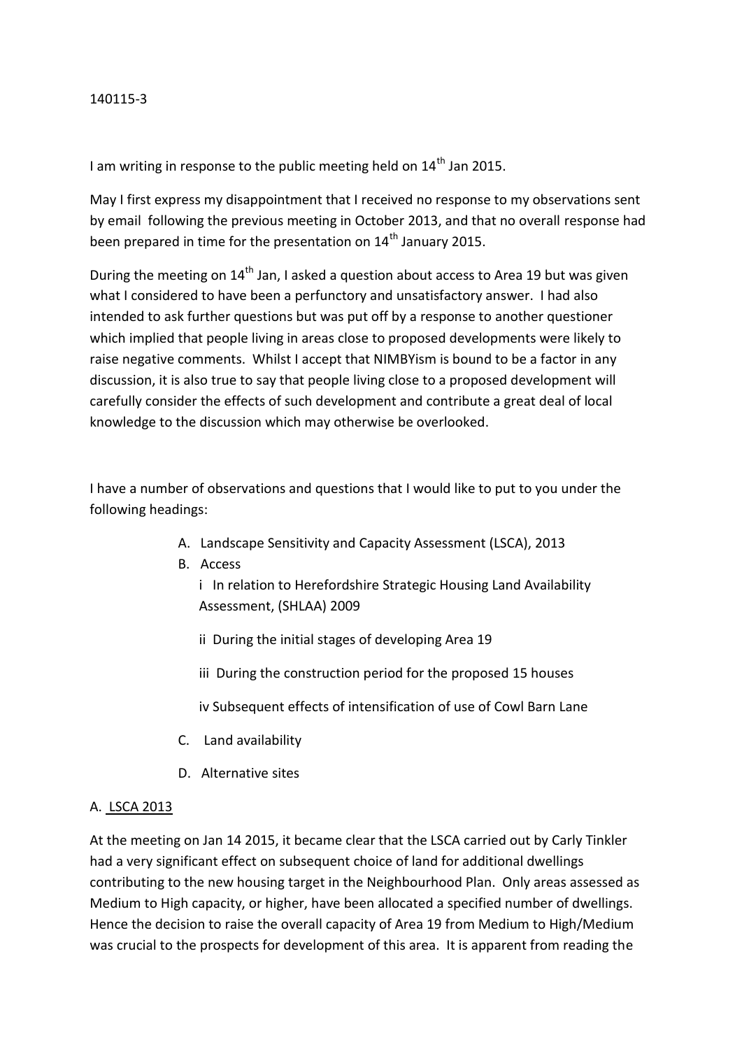140115-3

I am writing in response to the public meeting held on 14th Jan 2015.

May I first express my disappointment that I received no response to my observations sent by email following the previous meeting in October 2013, and that no overall response had been prepared in time for the presentation on 14th January 2015.

During the meeting on 14th Jan, I asked a question about access to Area 19 but was given what I considered to have been a perfunctory and unsatisfactory answer. I had also intended to ask further questions but was put off by a response to another questioner which implied that people living in areas close to proposed developments were likely to raise negative comments. Whilst I accept that NIMBYism is bound to be a factor in any discussion, it is also true to say that people living close to a proposed development will carefully consider the effects of such development and contribute a great deal of local knowledge to the discussion which may otherwise be overlooked.

I have a number of observations and questions that I would like to put to you under the following headings:

A. Landscape Sensitivity and Capacity Assessment (LSCA), 2013
B. Access
   i In relation to Herefordshire Strategic Housing Land Availability Assessment, (SHLAA) 2009
   ii During the initial stages of developing Area 19
   iii During the construction period for the proposed 15 houses
   iv Subsequent effects of intensification of use of Cowl Barn Lane
C. Land availability
D. Alternative sites

A. <u>LSCA 2013</u>

At the meeting on Jan 14 2015, it became clear that the LSCA carried out by Carly Tinkler had a very significant effect on subsequent choice of land for additional dwellings contributing to the new housing target in the Neighbourhood Plan. Only areas assessed as Medium to High capacity, or higher, have been allocated a specified number of dwellings. Hence the decision to raise the overall capacity of Area 19 from Medium to High/Medium was crucial to the prospects for development of this area. It is apparent from reading the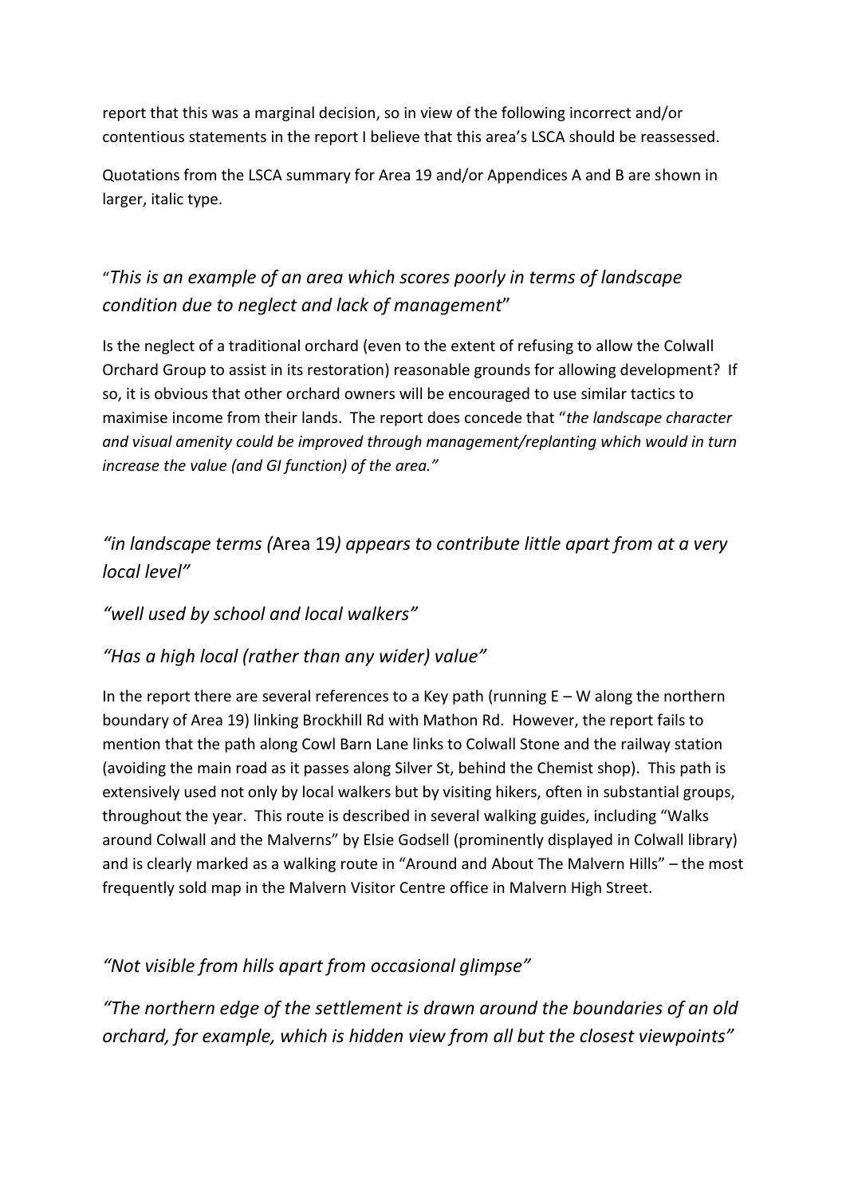report that this was a marginal decision, so in view of the following incorrect and/or contentious statements in the report I believe that this area's LSCA should be reassessed.

Quotations from the LSCA summary for Area 19 and/or Appendices A and B are shown in larger, italic type.

"*This is an example of an area which scores poorly in terms of landscape condition due to neglect and lack of management*"

Is the neglect of a traditional orchard (even to the extent of refusing to allow the Colwall Orchard Group to assist in its restoration) reasonable grounds for allowing development? If so, it is obvious that other orchard owners will be encouraged to use similar tactics to maximise income from their lands. The report does concede that "*the landscape character and visual amenity could be improved through management/replanting which would in turn increase the value (and GI function) of the area.*"

*"in landscape terms (*Area 19*) appears to contribute little apart from at a very local level"*

*"well used by school and local walkers"*

*"Has a high local (rather than any wider) value"*

In the report there are several references to a Key path (running E – W along the northern boundary of Area 19) linking Brockhill Rd with Mathon Rd. However, the report fails to mention that the path along Cowl Barn Lane links to Colwall Stone and the railway station (avoiding the main road as it passes along Silver St, behind the Chemist shop). This path is extensively used not only by local walkers but by visiting hikers, often in substantial groups, throughout the year. This route is described in several walking guides, including "Walks around Colwall and the Malverns" by Elsie Godsell (prominently displayed in Colwall library) and is clearly marked as a walking route in "Around and About The Malvern Hills" – the most frequently sold map in the Malvern Visitor Centre office in Malvern High Street.

*"Not visible from hills apart from occasional glimpse"*

*"The northern edge of the settlement is drawn around the boundaries of an old orchard, for example, which is hidden view from all but the closest viewpoints"*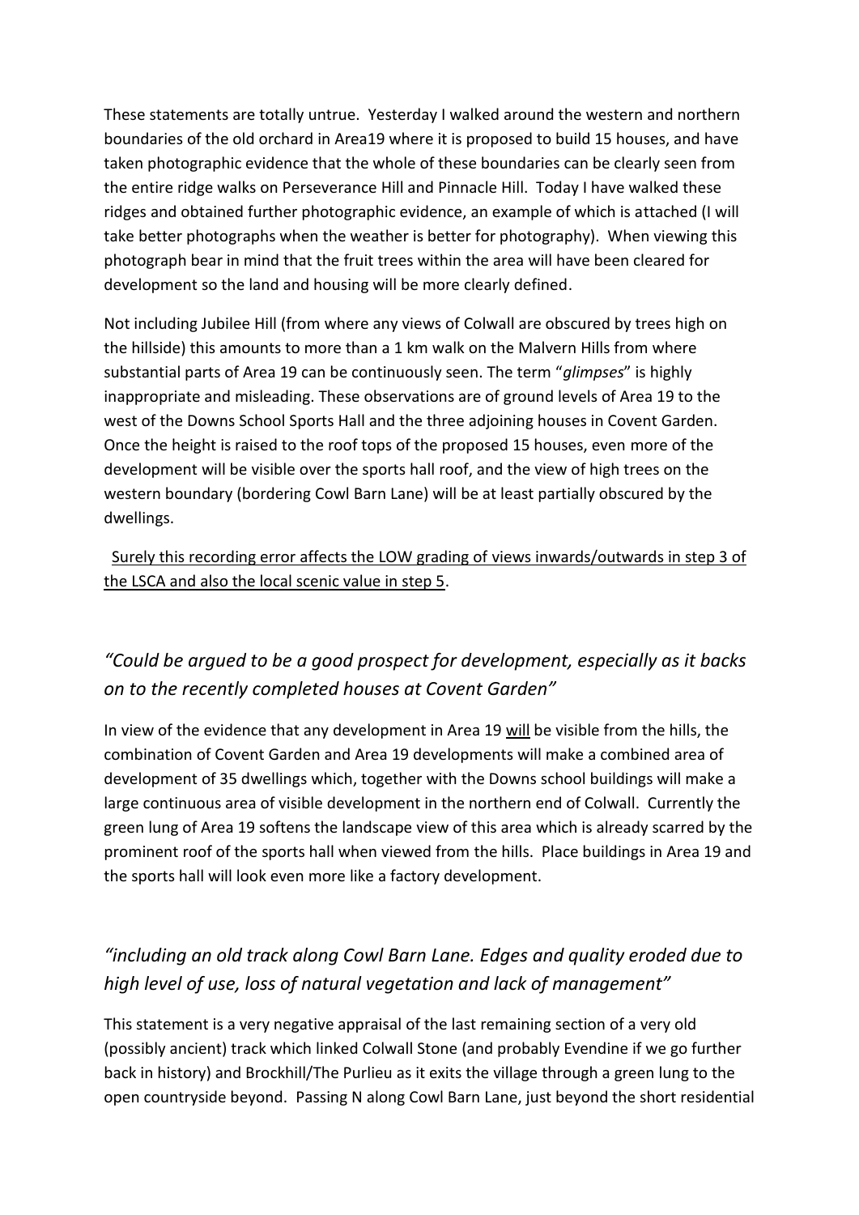These statements are totally untrue. Yesterday I walked around the western and northern boundaries of the old orchard in Area19 where it is proposed to build 15 houses, and have taken photographic evidence that the whole of these boundaries can be clearly seen from the entire ridge walks on Perseverance Hill and Pinnacle Hill. Today I have walked these ridges and obtained further photographic evidence, an example of which is attached (I will take better photographs when the weather is better for photography). When viewing this photograph bear in mind that the fruit trees within the area will have been cleared for development so the land and housing will be more clearly defined.

Not including Jubilee Hill (from where any views of Colwall are obscured by trees high on the hillside) this amounts to more than a 1 km walk on the Malvern Hills from where substantial parts of Area 19 can be continuously seen. The term "*glimpses*" is highly inappropriate and misleading. These observations are of ground levels of Area 19 to the west of the Downs School Sports Hall and the three adjoining houses in Covent Garden. Once the height is raised to the roof tops of the proposed 15 houses, even more of the development will be visible over the sports hall roof, and the view of high trees on the western boundary (bordering Cowl Barn Lane) will be at least partially obscured by the dwellings.

<u>Surely this recording error affects the LOW grading of views inwards/outwards in step 3 of the LSCA and also the local scenic value in step 5</u>.

## *"Could be argued to be a good prospect for development, especially as it backs on to the recently completed houses at Covent Garden"*

In view of the evidence that any development in Area 19 <u>will</u> be visible from the hills, the combination of Covent Garden and Area 19 developments will make a combined area of development of 35 dwellings which, together with the Downs school buildings will make a large continuous area of visible development in the northern end of Colwall. Currently the green lung of Area 19 softens the landscape view of this area which is already scarred by the prominent roof of the sports hall when viewed from the hills. Place buildings in Area 19 and the sports hall will look even more like a factory development.

## *"including an old track along Cowl Barn Lane. Edges and quality eroded due to high level of use, loss of natural vegetation and lack of management"*

This statement is a very negative appraisal of the last remaining section of a very old (possibly ancient) track which linked Colwall Stone (and probably Evendine if we go further back in history) and Brockhill/The Purlieu as it exits the village through a green lung to the open countryside beyond. Passing N along Cowl Barn Lane, just beyond the short residential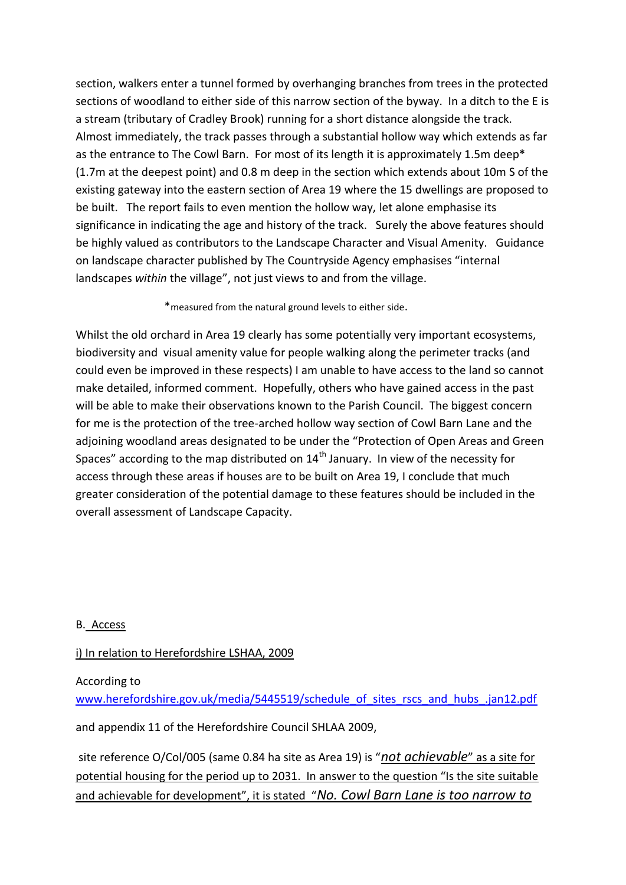section, walkers enter a tunnel formed by overhanging branches from trees in the protected sections of woodland to either side of this narrow section of the byway. In a ditch to the E is a stream (tributary of Cradley Brook) running for a short distance alongside the track. Almost immediately, the track passes through a substantial hollow way which extends as far as the entrance to The Cowl Barn. For most of its length it is approximately 1.5m deep* (1.7m at the deepest point) and 0.8 m deep in the section which extends about 10m S of the existing gateway into the eastern section of Area 19 where the 15 dwellings are proposed to be built. The report fails to even mention the hollow way, let alone emphasise its significance in indicating the age and history of the track. Surely the above features should be highly valued as contributors to the Landscape Character and Visual Amenity. Guidance on landscape character published by The Countryside Agency emphasises "internal landscapes *within* the village", not just views to and from the village.

*measured from the natural ground levels to either side.

Whilst the old orchard in Area 19 clearly has some potentially very important ecosystems, biodiversity and visual amenity value for people walking along the perimeter tracks (and could even be improved in these respects) I am unable to have access to the land so cannot make detailed, informed comment. Hopefully, others who have gained access in the past will be able to make their observations known to the Parish Council. The biggest concern for me is the protection of the tree-arched hollow way section of Cowl Barn Lane and the adjoining woodland areas designated to be under the "Protection of Open Areas and Green Spaces" according to the map distributed on 14th January. In view of the necessity for access through these areas if houses are to be built on Area 19, I conclude that much greater consideration of the potential damage to these features should be included in the overall assessment of Landscape Capacity.

B. Access

i) In relation to Herefordshire LSHAA, 2009

According to

www.herefordshire.gov.uk/media/5445519/schedule_of_sites_rscs_and_hubs_.jan12.pdf

and appendix 11 of the Herefordshire Council SHLAA 2009,

site reference O/Col/005 (same 0.84 ha site as Area 19) is "***not achievable***" as a site for potential housing for the period up to 2031. In answer to the question "Is the site suitable and achievable for development", it is stated "*No. Cowl Barn Lane is too narrow to*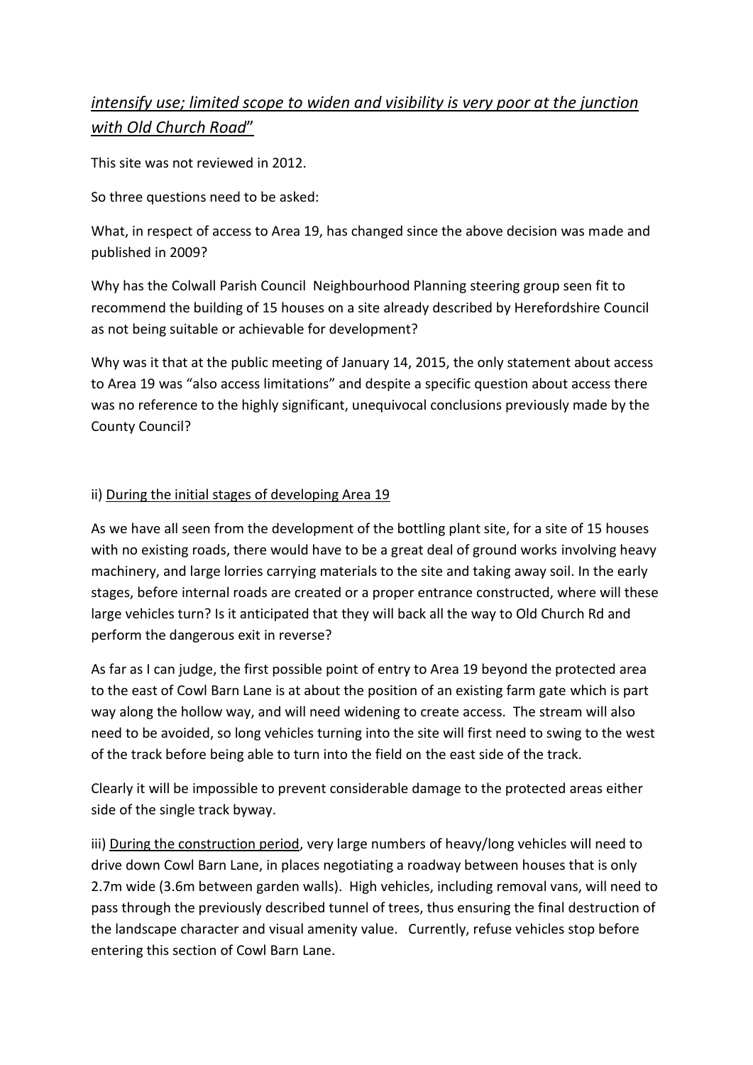*intensify use; limited scope to widen and visibility is very poor at the junction with Old Church Road*"

This site was not reviewed in 2012.

So three questions need to be asked:

What, in respect of access to Area 19, has changed since the above decision was made and published in 2009?

Why has the Colwall Parish Council Neighbourhood Planning steering group seen fit to recommend the building of 15 houses on a site already described by Herefordshire Council as not being suitable or achievable for development?

Why was it that at the public meeting of January 14, 2015, the only statement about access to Area 19 was "also access limitations" and despite a specific question about access there was no reference to the highly significant, unequivocal conclusions previously made by the County Council?

ii) During the initial stages of developing Area 19

As we have all seen from the development of the bottling plant site, for a site of 15 houses with no existing roads, there would have to be a great deal of ground works involving heavy machinery, and large lorries carrying materials to the site and taking away soil. In the early stages, before internal roads are created or a proper entrance constructed, where will these large vehicles turn? Is it anticipated that they will back all the way to Old Church Rd and perform the dangerous exit in reverse?

As far as I can judge, the first possible point of entry to Area 19 beyond the protected area to the east of Cowl Barn Lane is at about the position of an existing farm gate which is part way along the hollow way, and will need widening to create access. The stream will also need to be avoided, so long vehicles turning into the site will first need to swing to the west of the track before being able to turn into the field on the east side of the track.

Clearly it will be impossible to prevent considerable damage to the protected areas either side of the single track byway.

iii) During the construction period, very large numbers of heavy/long vehicles will need to drive down Cowl Barn Lane, in places negotiating a roadway between houses that is only 2.7m wide (3.6m between garden walls). High vehicles, including removal vans, will need to pass through the previously described tunnel of trees, thus ensuring the final destruction of the landscape character and visual amenity value. Currently, refuse vehicles stop before entering this section of Cowl Barn Lane.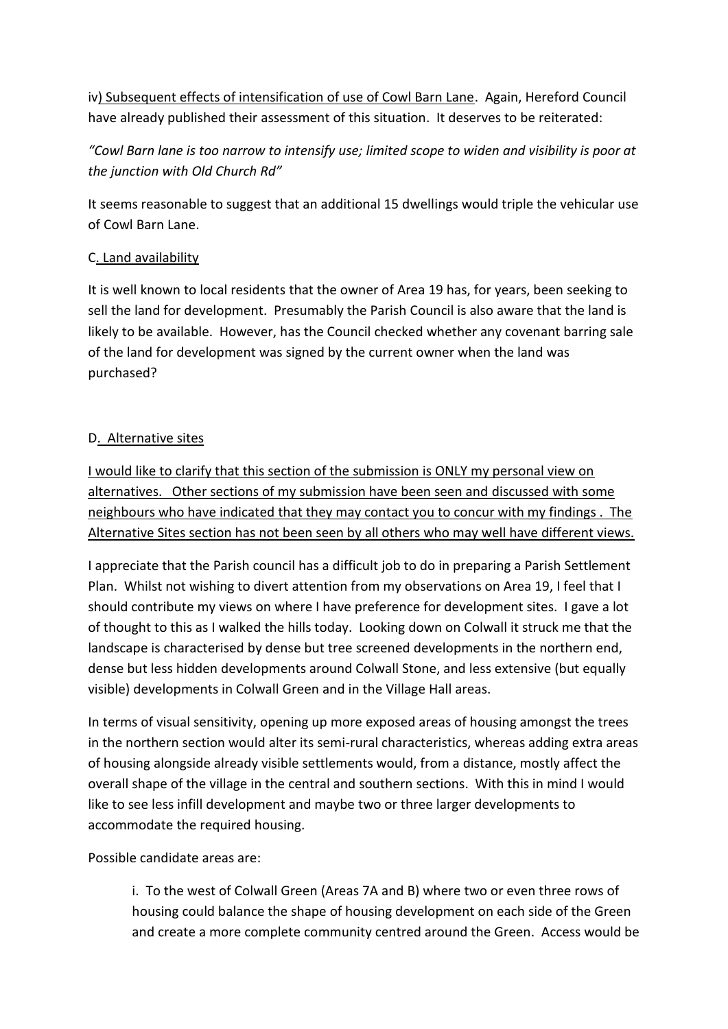iv) <u>Subsequent effects of intensification of use of Cowl Barn Lane</u>. Again, Hereford Council have already published their assessment of this situation. It deserves to be reiterated:

*"Cowl Barn lane is too narrow to intensify use; limited scope to widen and visibility is poor at the junction with Old Church Rd"*

It seems reasonable to suggest that an additional 15 dwellings would triple the vehicular use of Cowl Barn Lane.

C. <u>Land availability</u>

It is well known to local residents that the owner of Area 19 has, for years, been seeking to sell the land for development. Presumably the Parish Council is also aware that the land is likely to be available. However, has the Council checked whether any covenant barring sale of the land for development was signed by the current owner when the land was purchased?

D. <u>Alternative sites</u>

<u>I would like to clarify that this section of the submission is ONLY my personal view on alternatives. Other sections of my submission have been seen and discussed with some neighbours who have indicated that they may contact you to concur with my findings . The Alternative Sites section has not been seen by all others who may well have different views.</u>

I appreciate that the Parish council has a difficult job to do in preparing a Parish Settlement Plan. Whilst not wishing to divert attention from my observations on Area 19, I feel that I should contribute my views on where I have preference for development sites. I gave a lot of thought to this as I walked the hills today. Looking down on Colwall it struck me that the landscape is characterised by dense but tree screened developments in the northern end, dense but less hidden developments around Colwall Stone, and less extensive (but equally visible) developments in Colwall Green and in the Village Hall areas.

In terms of visual sensitivity, opening up more exposed areas of housing amongst the trees in the northern section would alter its semi-rural characteristics, whereas adding extra areas of housing alongside already visible settlements would, from a distance, mostly affect the overall shape of the village in the central and southern sections. With this in mind I would like to see less infill development and maybe two or three larger developments to accommodate the required housing.

Possible candidate areas are:

i. To the west of Colwall Green (Areas 7A and B) where two or even three rows of housing could balance the shape of housing development on each side of the Green and create a more complete community centred around the Green. Access would be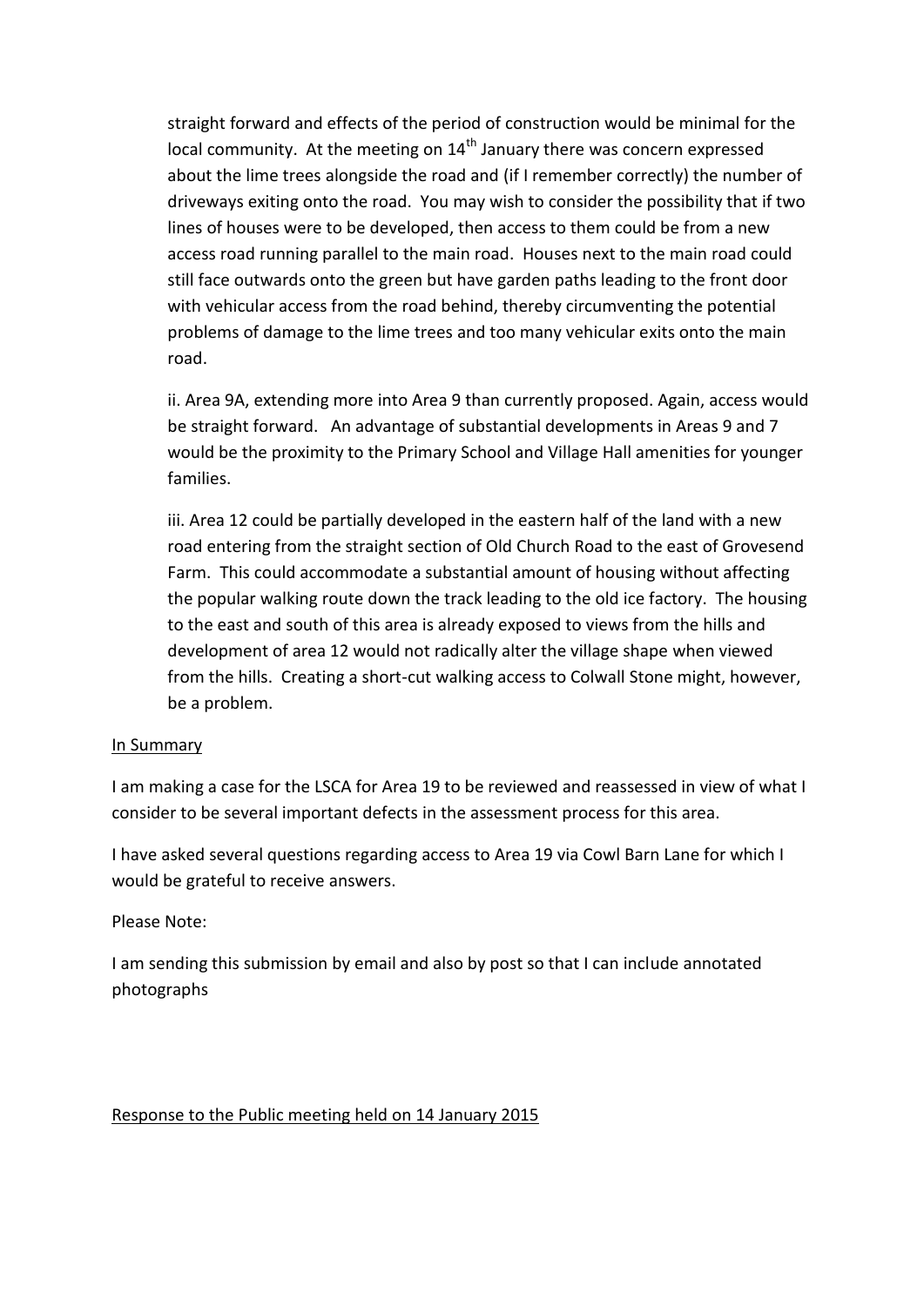straight forward and effects of the period of construction would be minimal for the local community. At the meeting on 14th January there was concern expressed about the lime trees alongside the road and (if I remember correctly) the number of driveways exiting onto the road. You may wish to consider the possibility that if two lines of houses were to be developed, then access to them could be from a new access road running parallel to the main road. Houses next to the main road could still face outwards onto the green but have garden paths leading to the front door with vehicular access from the road behind, thereby circumventing the potential problems of damage to the lime trees and too many vehicular exits onto the main road.

ii. Area 9A, extending more into Area 9 than currently proposed. Again, access would be straight forward. An advantage of substantial developments in Areas 9 and 7 would be the proximity to the Primary School and Village Hall amenities for younger families.

iii. Area 12 could be partially developed in the eastern half of the land with a new road entering from the straight section of Old Church Road to the east of Grovesend Farm. This could accommodate a substantial amount of housing without affecting the popular walking route down the track leading to the old ice factory. The housing to the east and south of this area is already exposed to views from the hills and development of area 12 would not radically alter the village shape when viewed from the hills. Creating a short-cut walking access to Colwall Stone might, however, be a problem.

<u>In Summary</u>

I am making a case for the LSCA for Area 19 to be reviewed and reassessed in view of what I consider to be several important defects in the assessment process for this area.

I have asked several questions regarding access to Area 19 via Cowl Barn Lane for which I would be grateful to receive answers.

Please Note:

I am sending this submission by email and also by post so that I can include annotated photographs

<u>Response to the Public meeting held on 14 January 2015</u>